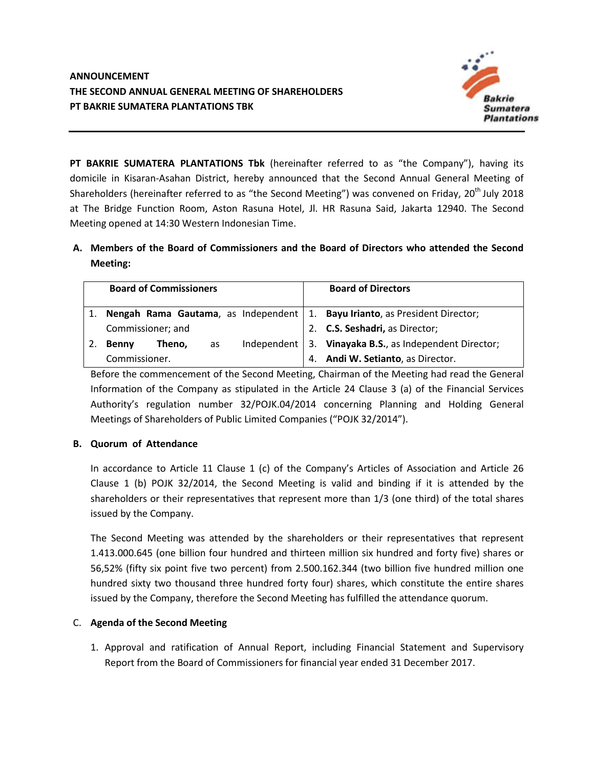**ANNOUNCEMENT**
**THE SECOND ANNUAL GENERAL MEETING OF SHAREHOLDERS**
**PT BAKRIE SUMATERA PLANTATIONS TBK**

**PT BAKRIE SUMATERA PLANTATIONS Tbk** (hereinafter referred to as "the Company"), having its domicile in Kisaran-Asahan District, hereby announced that the Second Annual General Meeting of Shareholders (hereinafter referred to as "the Second Meeting") was convened on Friday, 20th July 2018 at The Bridge Function Room, Aston Rasuna Hotel, Jl. HR Rasuna Said, Jakarta 12940. The Second Meeting opened at 14:30 Western Indonesian Time.

## A. Members of the Board of Commissioners and the Board of Directors who attended the Second Meeting:

| Board of Commissioners | Board of Directors |
|---|---|
| 1. **Nengah Rama Gautama**, as Independent Commissioner; and<br>2. **Benny Theno,** as Independent Commissioner. | 1. **Bayu Irianto**, as President Director;<br>2. **C.S. Seshadri,** as Director;<br>3. **Vinayaka B.S.**, as Independent Director;<br>4. **Andi W. Setianto**, as Director. |

Before the commencement of the Second Meeting, Chairman of the Meeting had read the General Information of the Company as stipulated in the Article 24 Clause 3 (a) of the Financial Services Authority's regulation number 32/POJK.04/2014 concerning Planning and Holding General Meetings of Shareholders of Public Limited Companies ("POJK 32/2014").

## B. Quorum of Attendance

In accordance to Article 11 Clause 1 (c) of the Company's Articles of Association and Article 26 Clause 1 (b) POJK 32/2014, the Second Meeting is valid and binding if it is attended by the shareholders or their representatives that represent more than 1/3 (one third) of the total shares issued by the Company.

The Second Meeting was attended by the shareholders or their representatives that represent 1.413.000.645 (one billion four hundred and thirteen million six hundred and forty five) shares or 56,52% (fifty six point five two percent) from 2.500.162.344 (two billion five hundred million one hundred sixty two thousand three hundred forty four) shares, which constitute the entire shares issued by the Company, therefore the Second Meeting has fulfilled the attendance quorum.

## C. Agenda of the Second Meeting

1. Approval and ratification of Annual Report, including Financial Statement and Supervisory Report from the Board of Commissioners for financial year ended 31 December 2017.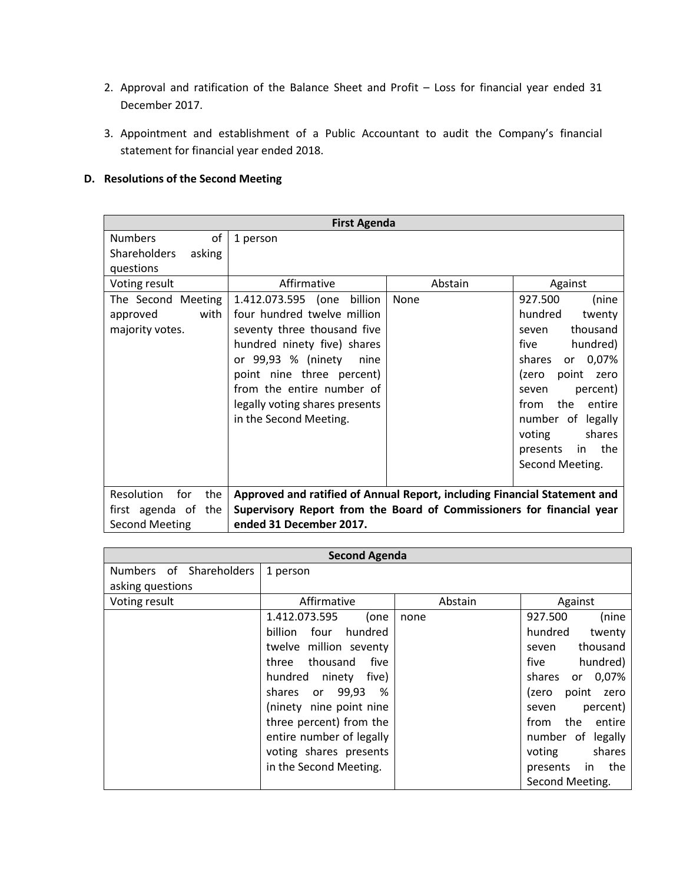2. Approval and ratification of the Balance Sheet and Profit – Loss for financial year ended 31 December 2017.

3. Appointment and establishment of a Public Accountant to audit the Company's financial statement for financial year ended 2018.

**D. Resolutions of the Second Meeting**

| First Agenda | | | |
|---|---|---|---|
| Numbers of Shareholders asking questions | 1 person | | |
| Voting result | Affirmative | Abstain | Against |
| The Second Meeting approved with majority votes. | 1.412.073.595 (one billion four hundred twelve million seventy three thousand five hundred ninety five) shares or 99,93 % (ninety nine point nine three percent) from the entire number of legally voting shares presents in the Second Meeting. | None | 927.500 (nine hundred twenty seven thousand five hundred) shares or 0,07% (zero point zero seven percent) from the entire number of legally voting shares presents in the Second Meeting. |
| Resolution for the first agenda of the Second Meeting | **Approved and ratified of Annual Report, including Financial Statement and Supervisory Report from the Board of Commissioners for financial year ended 31 December 2017.** | | |

| Second Agenda | | | |
|---|---|---|---|
| Numbers of Shareholders asking questions | 1 person | | |
| Voting result | Affirmative | Abstain | Against |
| | 1.412.073.595 (one billion four hundred twelve million seventy three thousand five hundred ninety five) shares or 99,93 % (ninety nine point nine three percent) from the entire number of legally voting shares presents in the Second Meeting. | none | 927.500 (nine hundred twenty seven thousand five hundred) shares or 0,07% (zero point zero seven percent) from the entire number of legally voting shares presents in the Second Meeting. |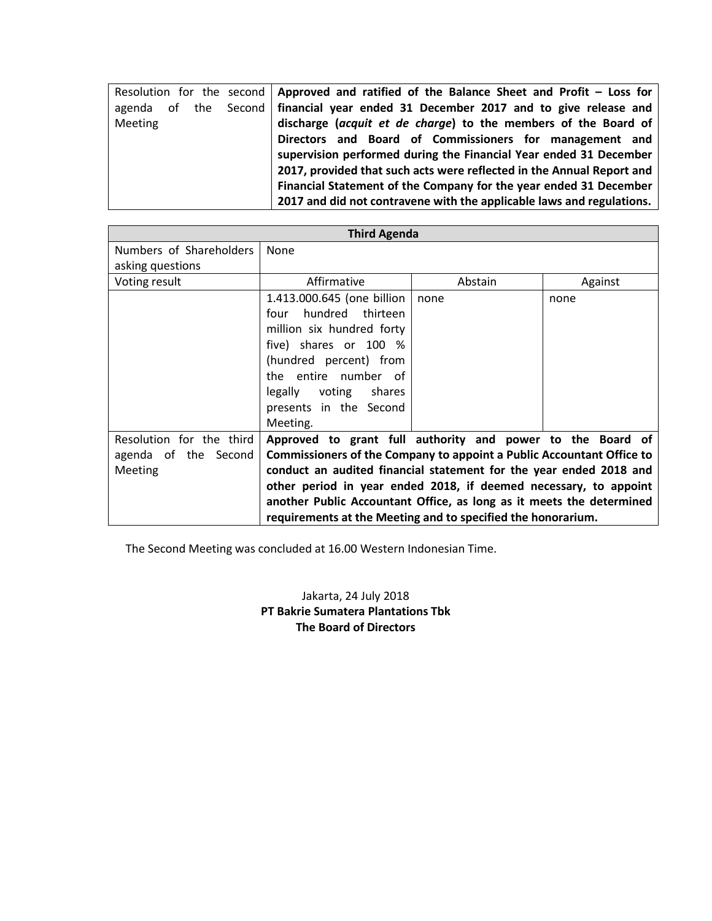| | |
|---|---|
| Resolution for the second agenda of the Second Meeting | **Approved and ratified of the Balance Sheet and Profit – Loss for financial year ended 31 December 2017 and to give release and discharge (*acquit et de charge*) to the members of the Board of Directors and Board of Commissioners for management and supervision performed during the Financial Year ended 31 December 2017, provided that such acts were reflected in the Annual Report and Financial Statement of the Company for the year ended 31 December 2017 and did not contravene with the applicable laws and regulations.** |

| **Third Agenda** | | | |
|---|---|---|---|
| Numbers of Shareholders asking questions | None | | |
| Voting result | Affirmative | Abstain | Against |
| | 1.413.000.645 (one billion four hundred thirteen million six hundred forty five) shares or 100 % (hundred percent) from the entire number of legally voting shares presents in the Second Meeting. | none | none |
| Resolution for the third agenda of the Second Meeting | **Approved to grant full authority and power to the Board of Commissioners of the Company to appoint a Public Accountant Office to conduct an audited financial statement for the year ended 2018 and other period in year ended 2018, if deemed necessary, to appoint another Public Accountant Office, as long as it meets the determined requirements at the Meeting and to specified the honorarium.** | | |

The Second Meeting was concluded at 16.00 Western Indonesian Time.

Jakarta, 24 July 2018

**PT Bakrie Sumatera Plantations Tbk**

**The Board of Directors**